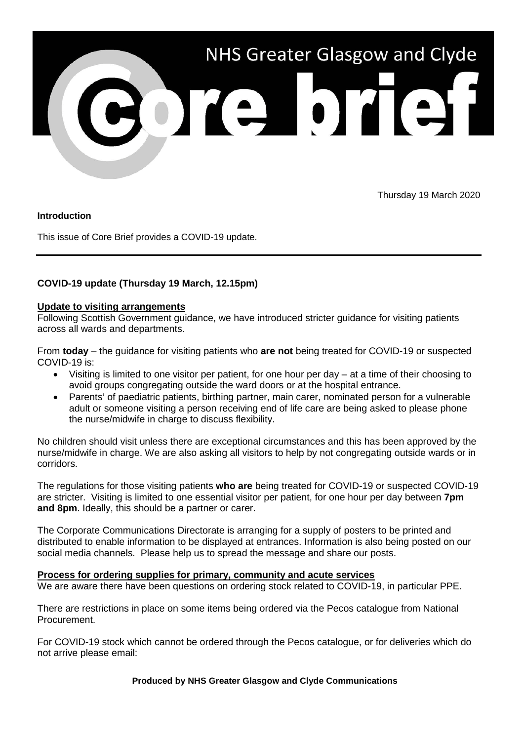# NHS Greater Glasgow and Clyde Core brief

Thursday 19 March 2020

**Introduction**

This issue of Core Brief provides a COVID-19 update.

---

## COVID-19 update (Thursday 19 March, 12.15pm)

### Update to visiting arrangements

Following Scottish Government guidance, we have introduced stricter guidance for visiting patients across all wards and departments.

From **today** – the guidance for visiting patients who **are not** being treated for COVID-19 or suspected COVID-19 is:

- Visiting is limited to one visitor per patient, for one hour per day – at a time of their choosing to avoid groups congregating outside the ward doors or at the hospital entrance.
- Parents' of paediatric patients, birthing partner, main carer, nominated person for a vulnerable adult or someone visiting a person receiving end of life care are being asked to please phone the nurse/midwife in charge to discuss flexibility.

No children should visit unless there are exceptional circumstances and this has been approved by the nurse/midwife in charge. We are also asking all visitors to help by not congregating outside wards or in corridors.

The regulations for those visiting patients **who are** being treated for COVID-19 or suspected COVID-19 are stricter. Visiting is limited to one essential visitor per patient, for one hour per day between **7pm and 8pm**. Ideally, this should be a partner or carer.

The Corporate Communications Directorate is arranging for a supply of posters to be printed and distributed to enable information to be displayed at entrances. Information is also being posted on our social media channels. Please help us to spread the message and share our posts.

### Process for ordering supplies for primary, community and acute services

We are aware there have been questions on ordering stock related to COVID-19, in particular PPE.

There are restrictions in place on some items being ordered via the Pecos catalogue from National Procurement.

For COVID-19 stock which cannot be ordered through the Pecos catalogue, or for deliveries which do not arrive please email: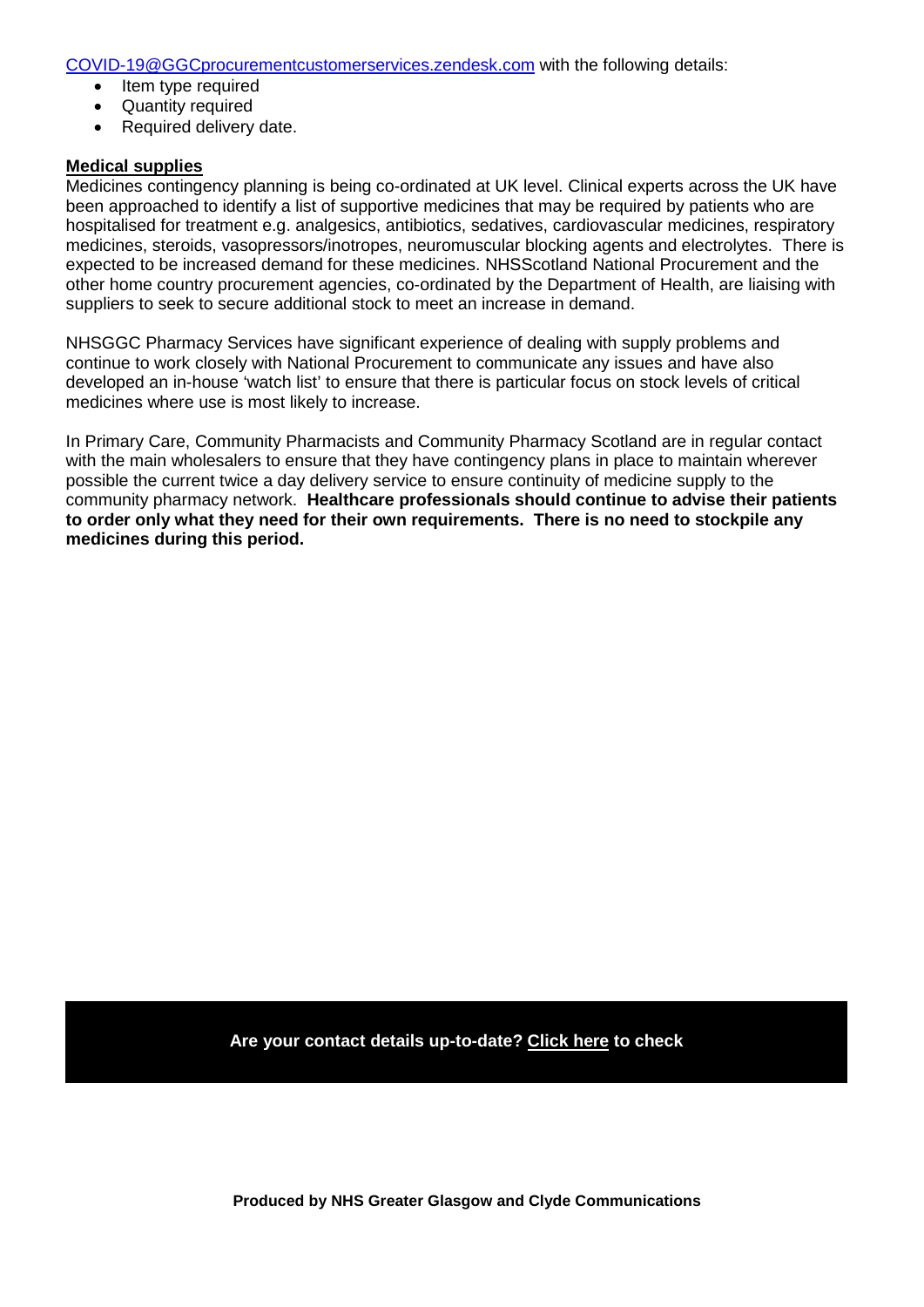[COVID-19@GGCprocurementcustomerservices.zendesk.com](mailto:COVID-19@GGCprocurementcustomerservices.zendesk.com) with the following details:

- Item type required
- Quantity required
- Required delivery date.

**Medical supplies**

Medicines contingency planning is being co-ordinated at UK level. Clinical experts across the UK have been approached to identify a list of supportive medicines that may be required by patients who are hospitalised for treatment e.g. analgesics, antibiotics, sedatives, cardiovascular medicines, respiratory medicines, steroids, vasopressors/inotropes, neuromuscular blocking agents and electrolytes. There is expected to be increased demand for these medicines. NHSScotland National Procurement and the other home country procurement agencies, co-ordinated by the Department of Health, are liaising with suppliers to seek to secure additional stock to meet an increase in demand.

NHSGGC Pharmacy Services have significant experience of dealing with supply problems and continue to work closely with National Procurement to communicate any issues and have also developed an in-house 'watch list' to ensure that there is particular focus on stock levels of critical medicines where use is most likely to increase.

In Primary Care, Community Pharmacists and Community Pharmacy Scotland are in regular contact with the main wholesalers to ensure that they have contingency plans in place to maintain wherever possible the current twice a day delivery service to ensure continuity of medicine supply to the community pharmacy network. **Healthcare professionals should continue to advise their patients to order only what they need for their own requirements. There is no need to stockpile any medicines during this period.**

**Are your contact details up-to-date? Click here to check**

**Produced by NHS Greater Glasgow and Clyde Communications**